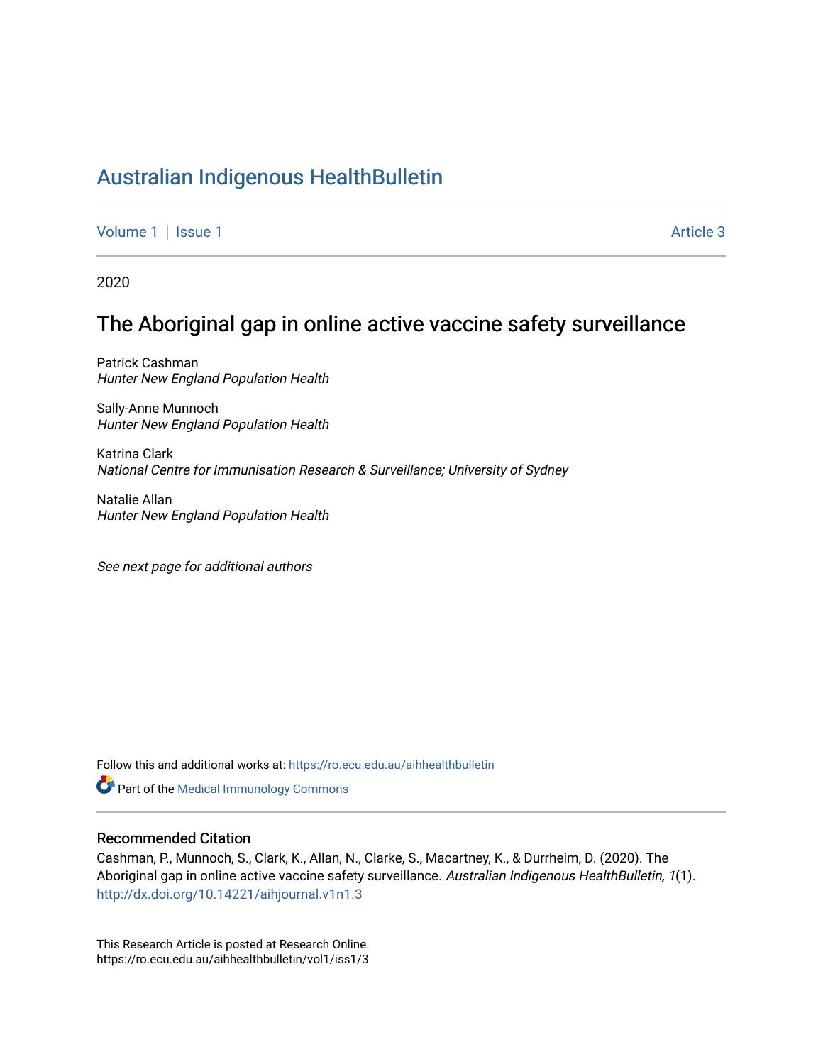# Australian Indigenous HealthBulletin

Volume 1 | Issue 1 Article 3

2020

## The Aboriginal gap in online active vaccine safety surveillance

Patrick Cashman
*Hunter New England Population Health*

Sally-Anne Munnoch
*Hunter New England Population Health*

Katrina Clark
*National Centre for Immunisation Research & Surveillance; University of Sydney*

Natalie Allan
*Hunter New England Population Health*

*See next page for additional authors*

Follow this and additional works at: https://ro.ecu.edu.au/aihhealthbulletin

Part of the Medical Immunology Commons

### Recommended Citation

Cashman, P., Munnoch, S., Clark, K., Allan, N., Clarke, S., Macartney, K., & Durrheim, D. (2020). The Aboriginal gap in online active vaccine safety surveillance. *Australian Indigenous HealthBulletin, 1*(1). http://dx.doi.org/10.14221/aihjournal.v1n1.3

This Research Article is posted at Research Online.
https://ro.ecu.edu.au/aihhealthbulletin/vol1/iss1/3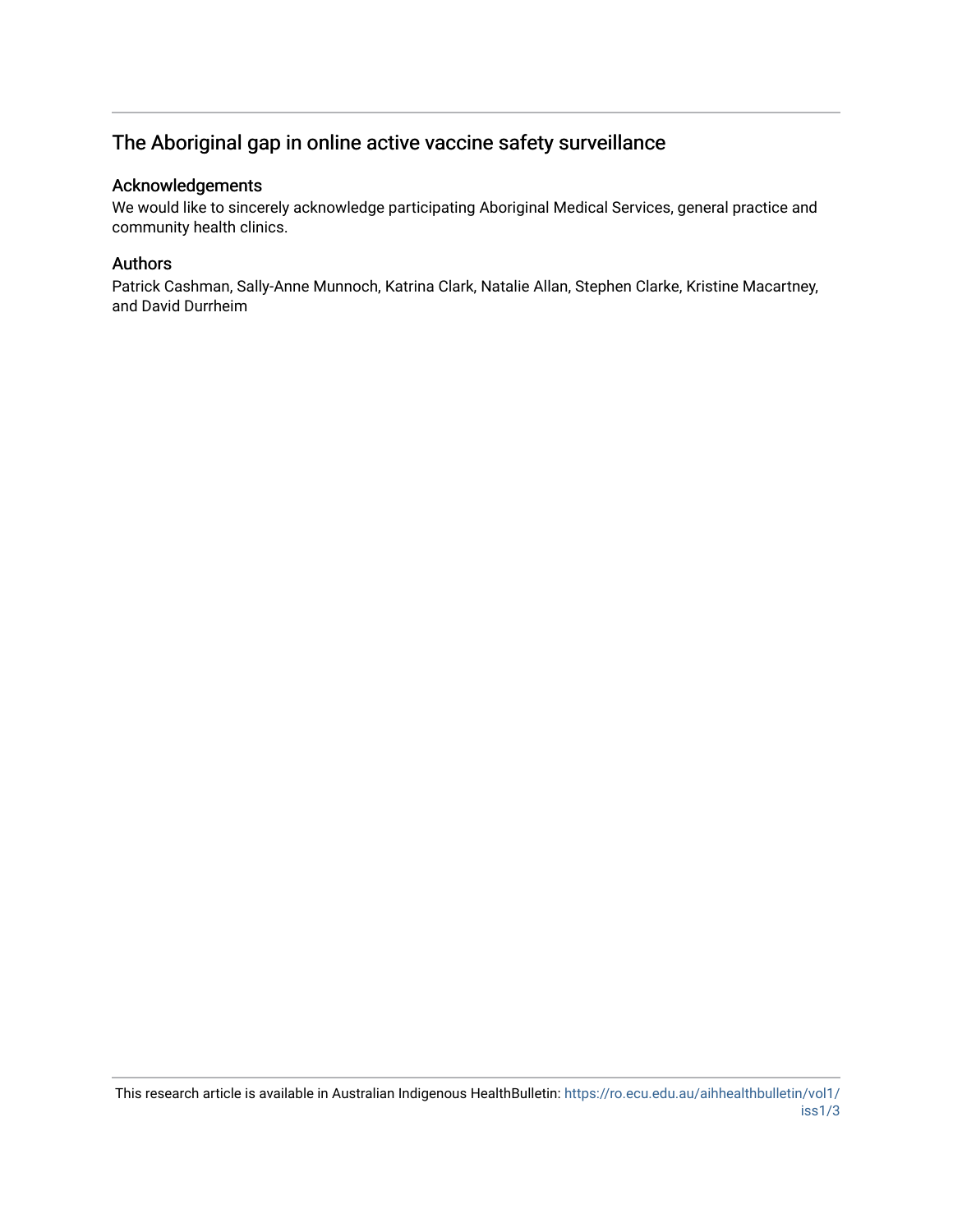## The Aboriginal gap in online active vaccine safety surveillance

### Acknowledgements

We would like to sincerely acknowledge participating Aboriginal Medical Services, general practice and community health clinics.

### Authors

Patrick Cashman, Sally-Anne Munnoch, Katrina Clark, Natalie Allan, Stephen Clarke, Kristine Macartney, and David Durrheim

This research article is available in Australian Indigenous HealthBulletin: https://ro.ecu.edu.au/aihhealthbulletin/vol1/iss1/3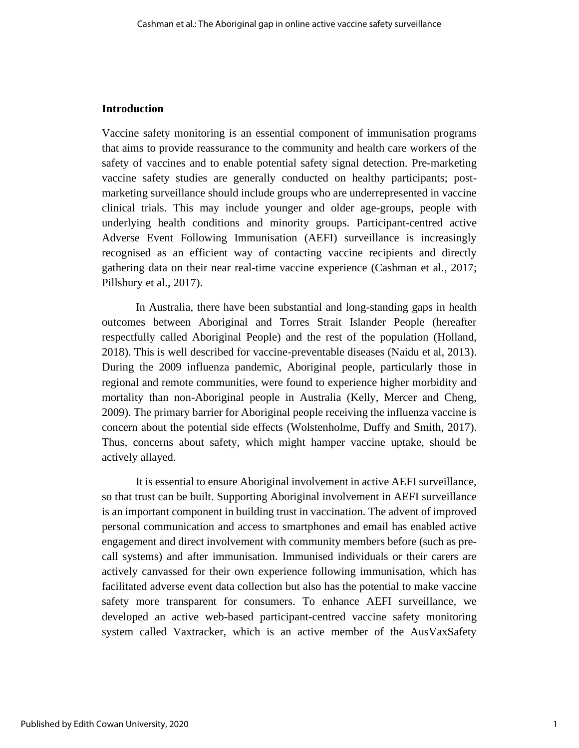## Introduction

Vaccine safety monitoring is an essential component of immunisation programs that aims to provide reassurance to the community and health care workers of the safety of vaccines and to enable potential safety signal detection. Pre-marketing vaccine safety studies are generally conducted on healthy participants; post-marketing surveillance should include groups who are underrepresented in vaccine clinical trials. This may include younger and older age-groups, people with underlying health conditions and minority groups. Participant-centred active Adverse Event Following Immunisation (AEFI) surveillance is increasingly recognised as an efficient way of contacting vaccine recipients and directly gathering data on their near real-time vaccine experience (Cashman et al., 2017; Pillsbury et al., 2017).

In Australia, there have been substantial and long-standing gaps in health outcomes between Aboriginal and Torres Strait Islander People (hereafter respectfully called Aboriginal People) and the rest of the population (Holland, 2018). This is well described for vaccine-preventable diseases (Naidu et al, 2013). During the 2009 influenza pandemic, Aboriginal people, particularly those in regional and remote communities, were found to experience higher morbidity and mortality than non-Aboriginal people in Australia (Kelly, Mercer and Cheng, 2009). The primary barrier for Aboriginal people receiving the influenza vaccine is concern about the potential side effects (Wolstenholme, Duffy and Smith, 2017). Thus, concerns about safety, which might hamper vaccine uptake, should be actively allayed.

It is essential to ensure Aboriginal involvement in active AEFI surveillance, so that trust can be built. Supporting Aboriginal involvement in AEFI surveillance is an important component in building trust in vaccination. The advent of improved personal communication and access to smartphones and email has enabled active engagement and direct involvement with community members before (such as pre-call systems) and after immunisation. Immunised individuals or their carers are actively canvassed for their own experience following immunisation, which has facilitated adverse event data collection but also has the potential to make vaccine safety more transparent for consumers. To enhance AEFI surveillance, we developed an active web-based participant-centred vaccine safety monitoring system called Vaxtracker, which is an active member of the AusVaxSafety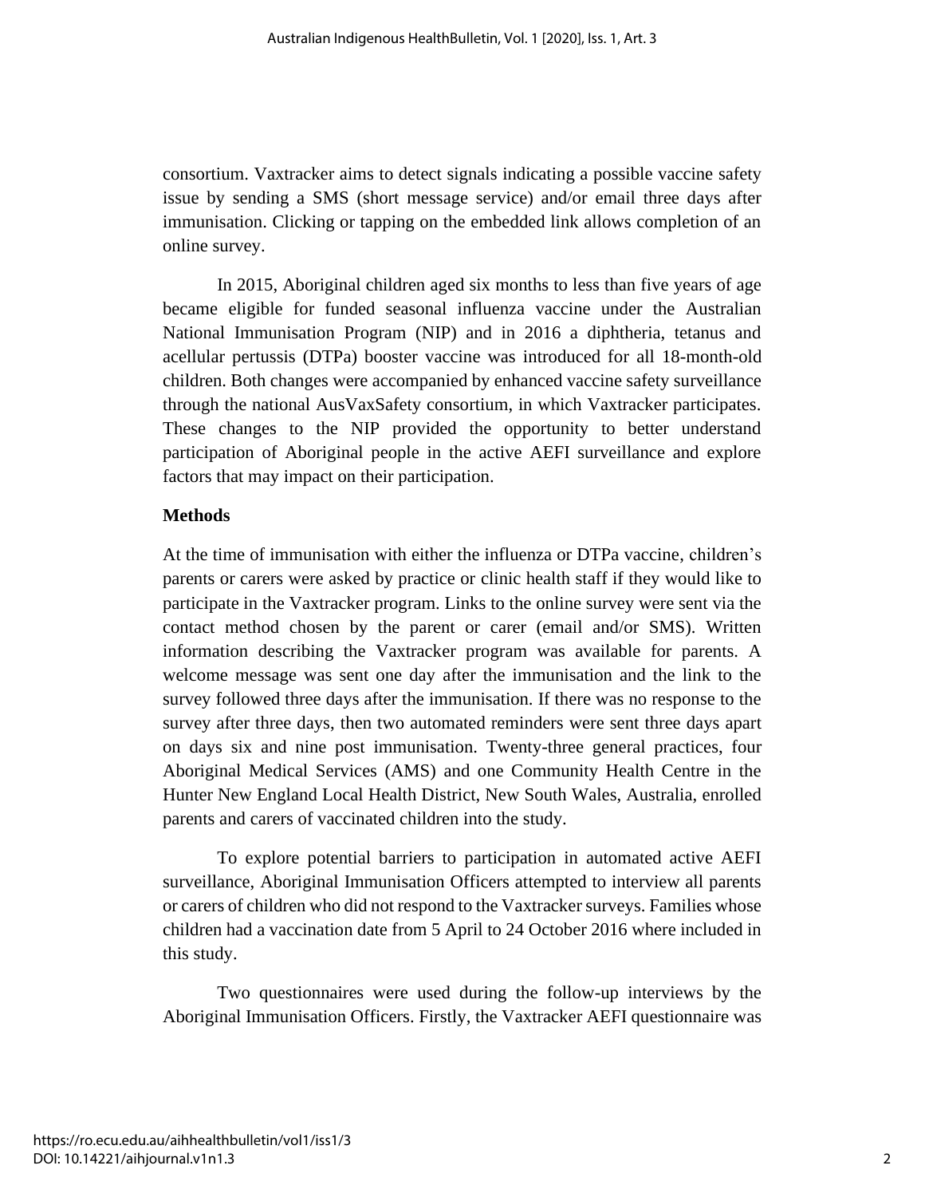consortium. Vaxtracker aims to detect signals indicating a possible vaccine safety issue by sending a SMS (short message service) and/or email three days after immunisation. Clicking or tapping on the embedded link allows completion of an online survey.

In 2015, Aboriginal children aged six months to less than five years of age became eligible for funded seasonal influenza vaccine under the Australian National Immunisation Program (NIP) and in 2016 a diphtheria, tetanus and acellular pertussis (DTPa) booster vaccine was introduced for all 18-month-old children. Both changes were accompanied by enhanced vaccine safety surveillance through the national AusVaxSafety consortium, in which Vaxtracker participates. These changes to the NIP provided the opportunity to better understand participation of Aboriginal people in the active AEFI surveillance and explore factors that may impact on their participation.

**Methods**

At the time of immunisation with either the influenza or DTPa vaccine, children's parents or carers were asked by practice or clinic health staff if they would like to participate in the Vaxtracker program. Links to the online survey were sent via the contact method chosen by the parent or carer (email and/or SMS). Written information describing the Vaxtracker program was available for parents. A welcome message was sent one day after the immunisation and the link to the survey followed three days after the immunisation. If there was no response to the survey after three days, then two automated reminders were sent three days apart on days six and nine post immunisation. Twenty-three general practices, four Aboriginal Medical Services (AMS) and one Community Health Centre in the Hunter New England Local Health District, New South Wales, Australia, enrolled parents and carers of vaccinated children into the study.

To explore potential barriers to participation in automated active AEFI surveillance, Aboriginal Immunisation Officers attempted to interview all parents or carers of children who did not respond to the Vaxtracker surveys. Families whose children had a vaccination date from 5 April to 24 October 2016 where included in this study.

Two questionnaires were used during the follow-up interviews by the Aboriginal Immunisation Officers. Firstly, the Vaxtracker AEFI questionnaire was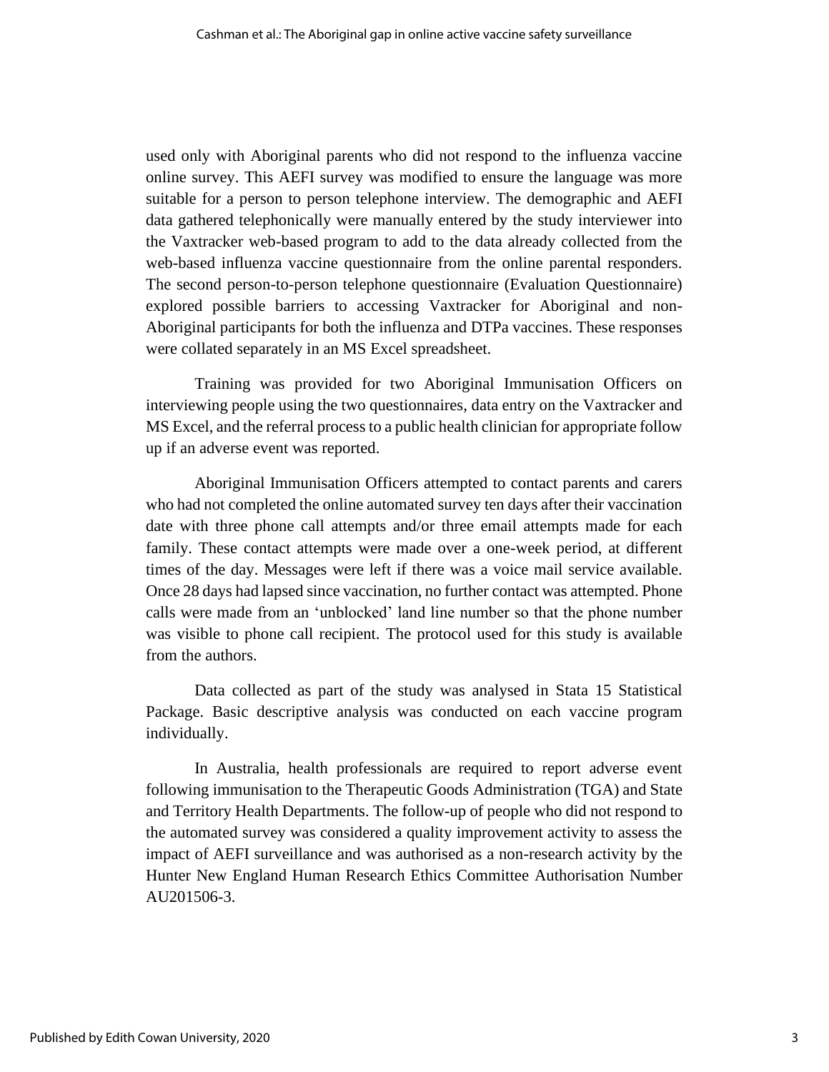used only with Aboriginal parents who did not respond to the influenza vaccine online survey. This AEFI survey was modified to ensure the language was more suitable for a person to person telephone interview. The demographic and AEFI data gathered telephonically were manually entered by the study interviewer into the Vaxtracker web-based program to add to the data already collected from the web-based influenza vaccine questionnaire from the online parental responders. The second person-to-person telephone questionnaire (Evaluation Questionnaire) explored possible barriers to accessing Vaxtracker for Aboriginal and non-Aboriginal participants for both the influenza and DTPa vaccines. These responses were collated separately in an MS Excel spreadsheet.

Training was provided for two Aboriginal Immunisation Officers on interviewing people using the two questionnaires, data entry on the Vaxtracker and MS Excel, and the referral process to a public health clinician for appropriate follow up if an adverse event was reported.

Aboriginal Immunisation Officers attempted to contact parents and carers who had not completed the online automated survey ten days after their vaccination date with three phone call attempts and/or three email attempts made for each family. These contact attempts were made over a one-week period, at different times of the day. Messages were left if there was a voice mail service available. Once 28 days had lapsed since vaccination, no further contact was attempted. Phone calls were made from an 'unblocked' land line number so that the phone number was visible to phone call recipient. The protocol used for this study is available from the authors.

Data collected as part of the study was analysed in Stata 15 Statistical Package. Basic descriptive analysis was conducted on each vaccine program individually.

In Australia, health professionals are required to report adverse event following immunisation to the Therapeutic Goods Administration (TGA) and State and Territory Health Departments. The follow-up of people who did not respond to the automated survey was considered a quality improvement activity to assess the impact of AEFI surveillance and was authorised as a non-research activity by the Hunter New England Human Research Ethics Committee Authorisation Number AU201506-3.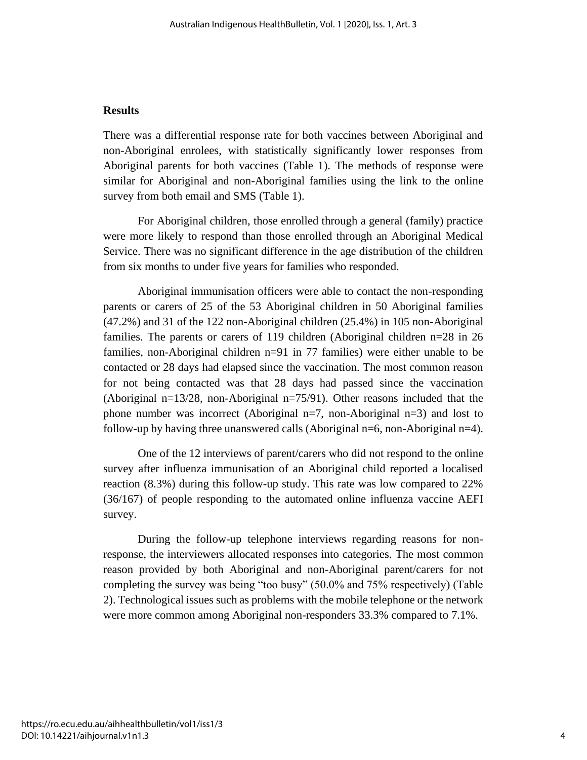## Results

There was a differential response rate for both vaccines between Aboriginal and non-Aboriginal enrolees, with statistically significantly lower responses from Aboriginal parents for both vaccines (Table 1). The methods of response were similar for Aboriginal and non-Aboriginal families using the link to the online survey from both email and SMS (Table 1).

For Aboriginal children, those enrolled through a general (family) practice were more likely to respond than those enrolled through an Aboriginal Medical Service. There was no significant difference in the age distribution of the children from six months to under five years for families who responded.

Aboriginal immunisation officers were able to contact the non-responding parents or carers of 25 of the 53 Aboriginal children in 50 Aboriginal families (47.2%) and 31 of the 122 non-Aboriginal children (25.4%) in 105 non-Aboriginal families. The parents or carers of 119 children (Aboriginal children n=28 in 26 families, non-Aboriginal children n=91 in 77 families) were either unable to be contacted or 28 days had elapsed since the vaccination. The most common reason for not being contacted was that 28 days had passed since the vaccination (Aboriginal n=13/28, non-Aboriginal n=75/91). Other reasons included that the phone number was incorrect (Aboriginal n=7, non-Aboriginal n=3) and lost to follow-up by having three unanswered calls (Aboriginal n=6, non-Aboriginal n=4).

One of the 12 interviews of parent/carers who did not respond to the online survey after influenza immunisation of an Aboriginal child reported a localised reaction (8.3%) during this follow-up study. This rate was low compared to 22% (36/167) of people responding to the automated online influenza vaccine AEFI survey.

During the follow-up telephone interviews regarding reasons for non-response, the interviewers allocated responses into categories. The most common reason provided by both Aboriginal and non-Aboriginal parent/carers for not completing the survey was being "too busy" (50.0% and 75% respectively) (Table 2). Technological issues such as problems with the mobile telephone or the network were more common among Aboriginal non-responders 33.3% compared to 7.1%.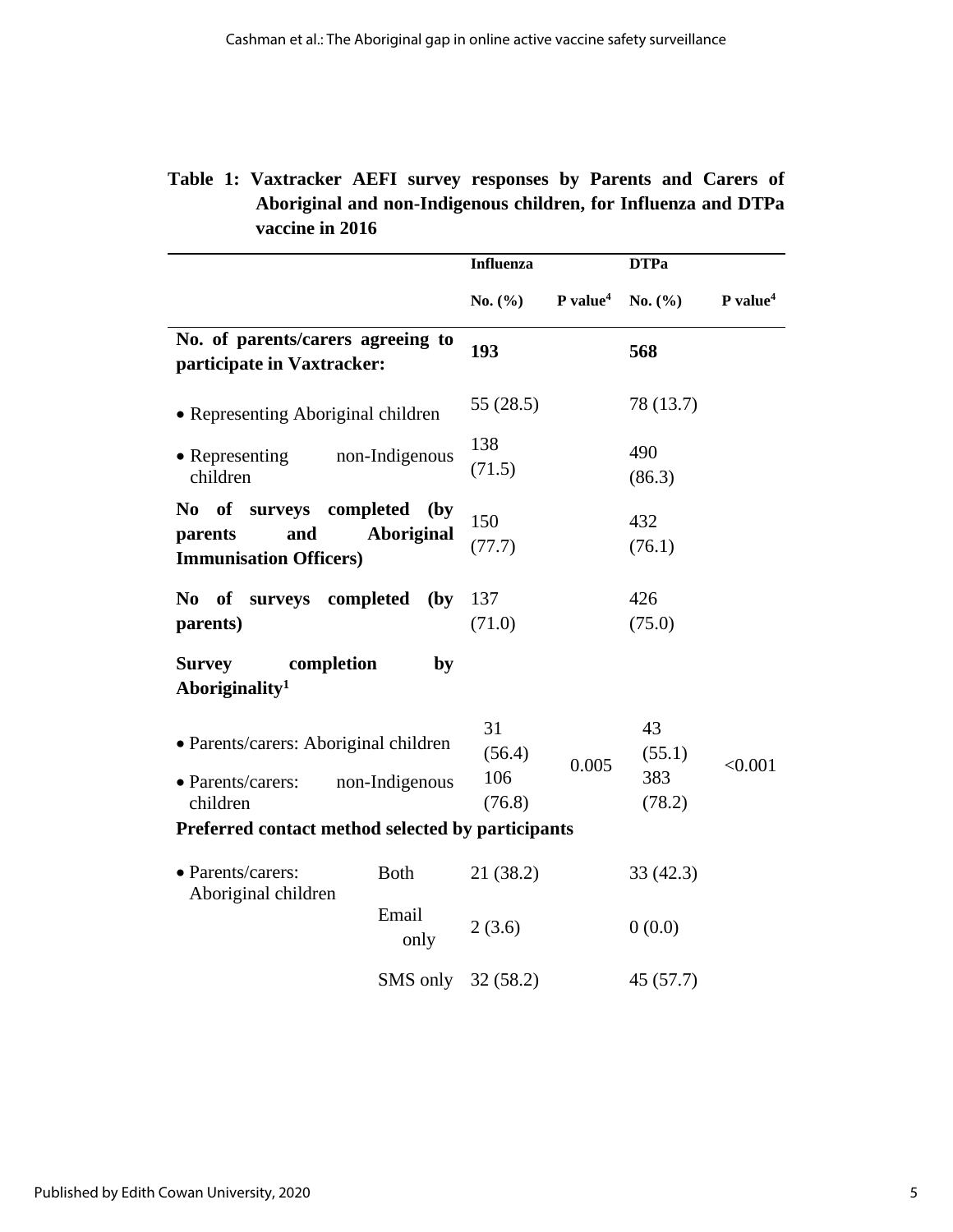**Table 1: Vaxtracker AEFI survey responses by Parents and Carers of Aboriginal and non-Indigenous children, for Influenza and DTPa vaccine in 2016**

| | | Influenza | | DTPa | |
|---|---|---|---|---|---|
| | | No. (%) | P value[4] | No. (%) | P value[4] |
| **No. of parents/carers agreeing to participate in Vaxtracker:** | | **193** | | **568** | |
| • Representing Aboriginal children | | 55 (28.5) | | 78 (13.7) | |
| • Representing non-Indigenous children | | 138 (71.5) | | 490 (86.3) | |
| **No of surveys completed (by parents and Aboriginal Immunisation Officers)** | | 150 (77.7) | | 432 (76.1) | |
| **No of surveys completed (by parents)** | | 137 (71.0) | | 426 (75.0) | |
| **Survey completion by Aboriginality[1]** | | | | | |
| • Parents/carers: Aboriginal children | | 31 (56.4) | 0.005 | 43 (55.1) | <0.001 |
| • Parents/carers: non-Indigenous children | | 106 (76.8) | | 383 (78.2) | |
| **Preferred contact method selected by participants** | | | | | |
| • Parents/carers: Aboriginal children | Both | 21 (38.2) | | 33 (42.3) | |
| | Email only | 2 (3.6) | | 0 (0.0) | |
| | SMS only | 32 (58.2) | | 45 (57.7) | |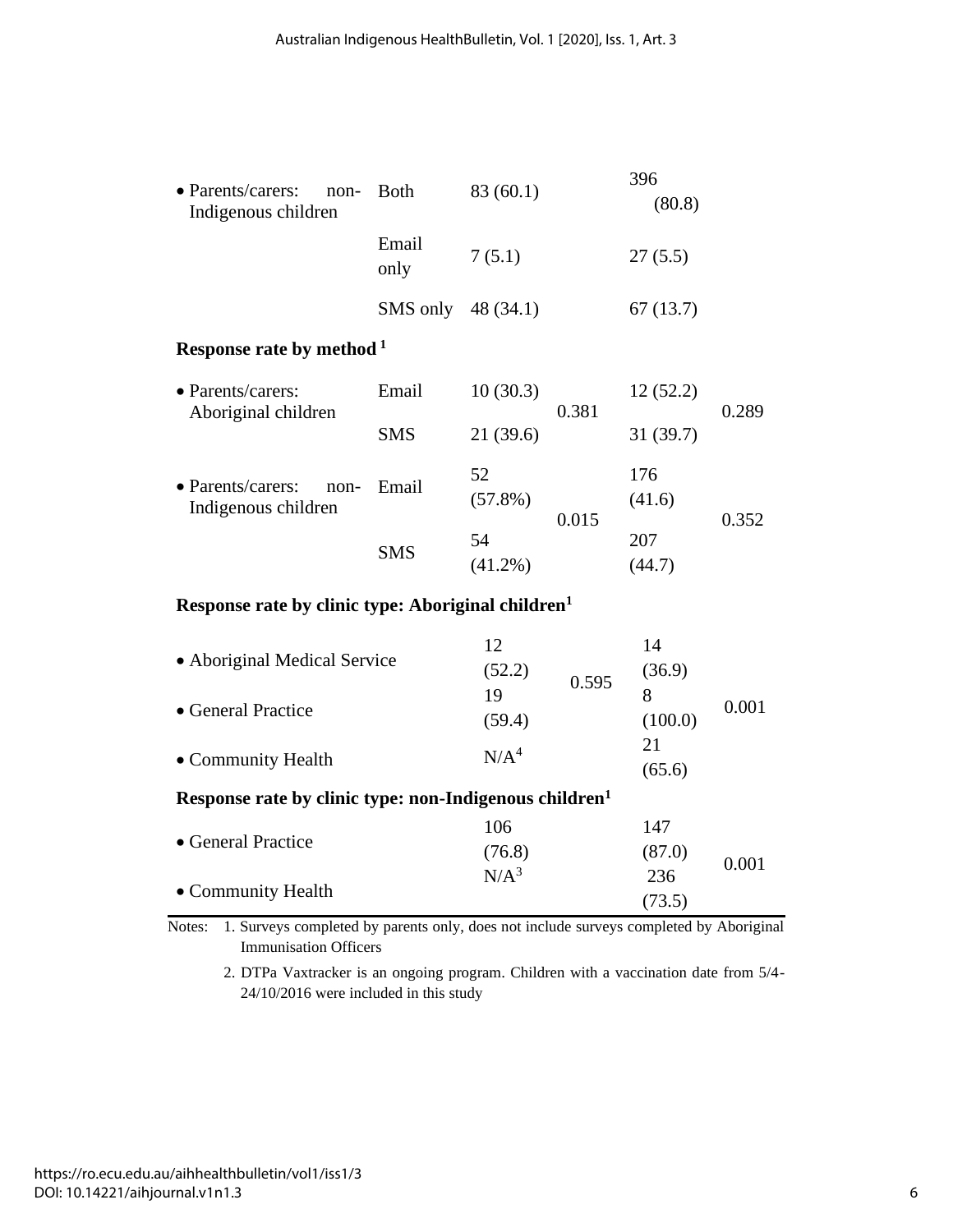| | | | | | |
|---|---|---|---|---|---|
| • Parents/carers: non-Indigenous children | Both | 83 (60.1) | | 396 (80.8) | |
| | Email only | 7 (5.1) | | 27 (5.5) | |
| | SMS only | 48 (34.1) | | 67 (13.7) | |
| **Response rate by method [1]** | | | | | |
| • Parents/carers: Aboriginal children | Email | 10 (30.3) | 0.381 | 12 (52.2) | 0.289 |
| | SMS | 21 (39.6) | | 31 (39.7) | |
| • Parents/carers: non-Indigenous children | Email | 52 (57.8%) | 0.015 | 176 (41.6) | 0.352 |
| | SMS | 54 (41.2%) | | 207 (44.7) | |
| **Response rate by clinic type: Aboriginal children[1]** | | | | | |
| • Aboriginal Medical Service | | 12 (52.2) | 0.595 | 14 (36.9) | 0.001 |
| • General Practice | | 19 (59.4) | | 8 (100.0) | |
| • Community Health | | N/A[4] | | 21 (65.6) | |
| **Response rate by clinic type: non-Indigenous children[1]** | | | | | |
| • General Practice | | 106 (76.8) | | 147 (87.0) | 0.001 |
| • Community Health | | N/A[3] | | 236 (73.5) | |

Notes: 1. Surveys completed by parents only, does not include surveys completed by Aboriginal Immunisation Officers

2. DTPa Vaxtracker is an ongoing program. Children with a vaccination date from 5/4-24/10/2016 were included in this study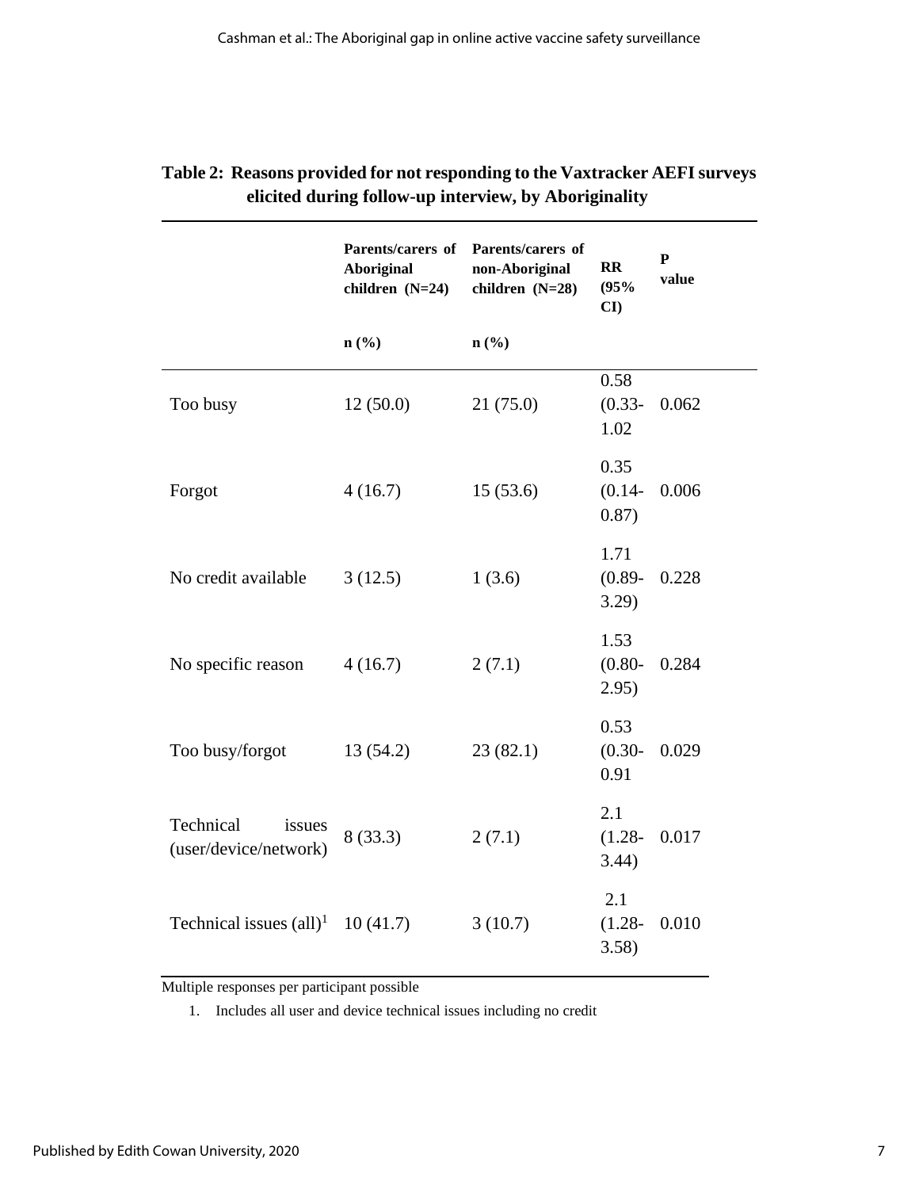**Table 2: Reasons provided for not responding to the Vaxtracker AEFI surveys elicited during follow-up interview, by Aboriginality**

| | Parents/carers of Aboriginal children (N=24) | Parents/carers of non-Aboriginal children (N=28) | RR (95% CI) | P value |
|---|---|---|---|---|
| | n (%) | n (%) | | |
| Too busy | 12 (50.0) | 21 (75.0) | 0.58 (0.33-1.02 | 0.062 |
| Forgot | 4 (16.7) | 15 (53.6) | 0.35 (0.14-0.87) | 0.006 |
| No credit available | 3 (12.5) | 1 (3.6) | 1.71 (0.89-3.29) | 0.228 |
| No specific reason | 4 (16.7) | 2 (7.1) | 1.53 (0.80-2.95) | 0.284 |
| Too busy/forgot | 13 (54.2) | 23 (82.1) | 0.53 (0.30-0.91 | 0.029 |
| Technical issues (user/device/network) | 8 (33.3) | 2 (7.1) | 2.1 (1.28-3.44) | 0.017 |
| Technical issues (all)[1] | 10 (41.7) | 3 (10.7) | 2.1 (1.28-3.58) | 0.010 |

Multiple responses per participant possible

1. Includes all user and device technical issues including no credit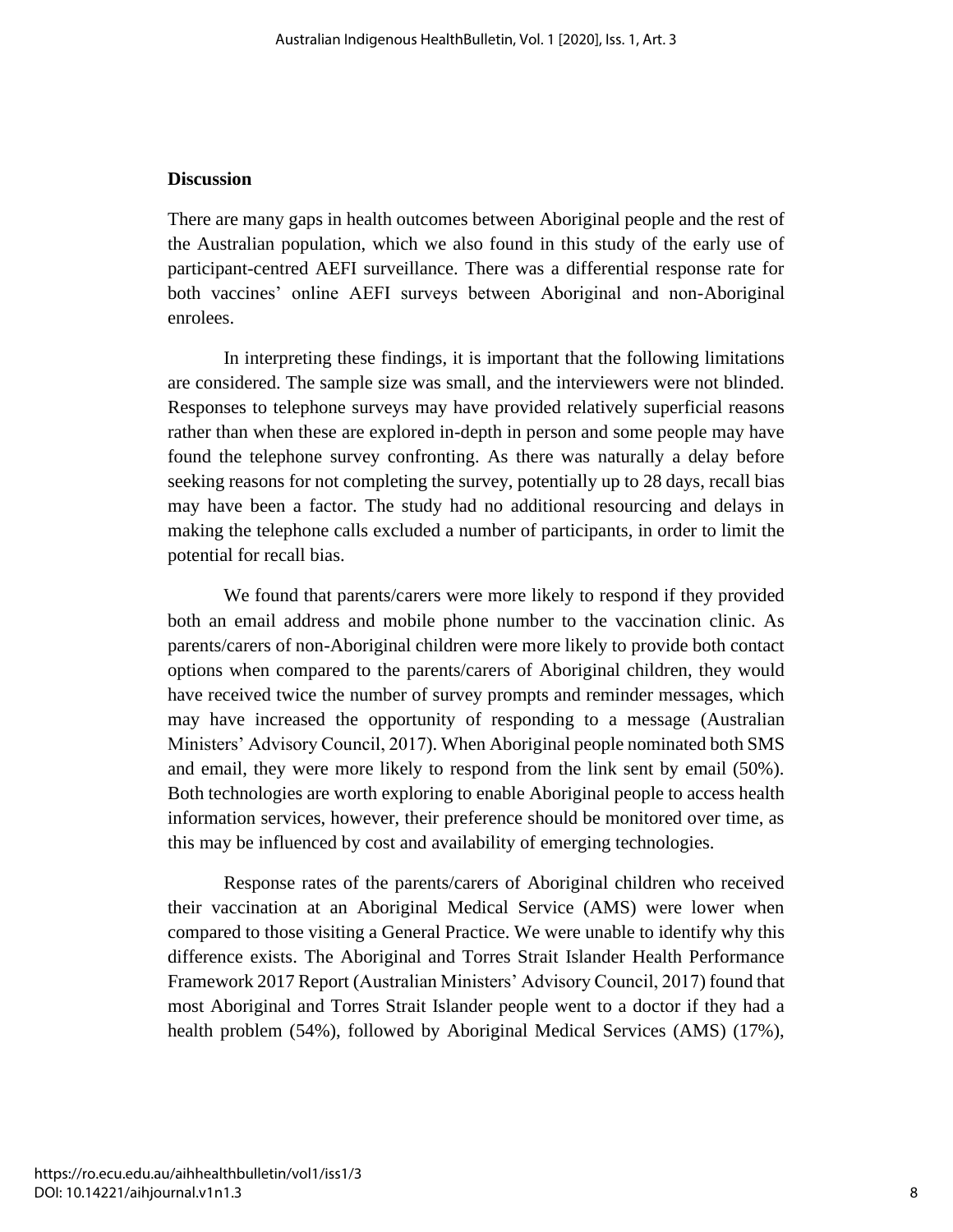## Discussion

There are many gaps in health outcomes between Aboriginal people and the rest of the Australian population, which we also found in this study of the early use of participant-centred AEFI surveillance. There was a differential response rate for both vaccines' online AEFI surveys between Aboriginal and non-Aboriginal enrolees.

In interpreting these findings, it is important that the following limitations are considered. The sample size was small, and the interviewers were not blinded. Responses to telephone surveys may have provided relatively superficial reasons rather than when these are explored in-depth in person and some people may have found the telephone survey confronting. As there was naturally a delay before seeking reasons for not completing the survey, potentially up to 28 days, recall bias may have been a factor. The study had no additional resourcing and delays in making the telephone calls excluded a number of participants, in order to limit the potential for recall bias.

We found that parents/carers were more likely to respond if they provided both an email address and mobile phone number to the vaccination clinic. As parents/carers of non-Aboriginal children were more likely to provide both contact options when compared to the parents/carers of Aboriginal children, they would have received twice the number of survey prompts and reminder messages, which may have increased the opportunity of responding to a message (Australian Ministers' Advisory Council, 2017). When Aboriginal people nominated both SMS and email, they were more likely to respond from the link sent by email (50%). Both technologies are worth exploring to enable Aboriginal people to access health information services, however, their preference should be monitored over time, as this may be influenced by cost and availability of emerging technologies.

Response rates of the parents/carers of Aboriginal children who received their vaccination at an Aboriginal Medical Service (AMS) were lower when compared to those visiting a General Practice. We were unable to identify why this difference exists. The Aboriginal and Torres Strait Islander Health Performance Framework 2017 Report (Australian Ministers' Advisory Council, 2017) found that most Aboriginal and Torres Strait Islander people went to a doctor if they had a health problem (54%), followed by Aboriginal Medical Services (AMS) (17%),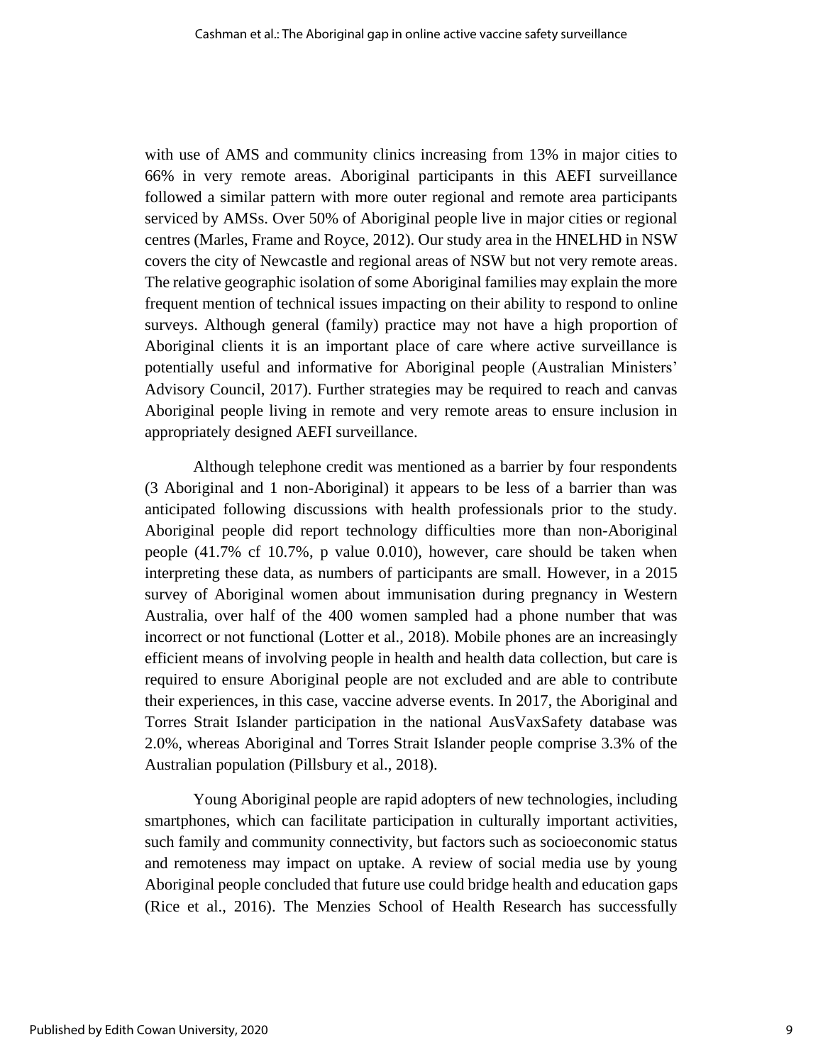with use of AMS and community clinics increasing from 13% in major cities to 66% in very remote areas. Aboriginal participants in this AEFI surveillance followed a similar pattern with more outer regional and remote area participants serviced by AMSs. Over 50% of Aboriginal people live in major cities or regional centres (Marles, Frame and Royce, 2012). Our study area in the HNELHD in NSW covers the city of Newcastle and regional areas of NSW but not very remote areas. The relative geographic isolation of some Aboriginal families may explain the more frequent mention of technical issues impacting on their ability to respond to online surveys. Although general (family) practice may not have a high proportion of Aboriginal clients it is an important place of care where active surveillance is potentially useful and informative for Aboriginal people (Australian Ministers' Advisory Council, 2017). Further strategies may be required to reach and canvas Aboriginal people living in remote and very remote areas to ensure inclusion in appropriately designed AEFI surveillance.

Although telephone credit was mentioned as a barrier by four respondents (3 Aboriginal and 1 non-Aboriginal) it appears to be less of a barrier than was anticipated following discussions with health professionals prior to the study. Aboriginal people did report technology difficulties more than non-Aboriginal people (41.7% cf 10.7%, p value 0.010), however, care should be taken when interpreting these data, as numbers of participants are small. However, in a 2015 survey of Aboriginal women about immunisation during pregnancy in Western Australia, over half of the 400 women sampled had a phone number that was incorrect or not functional (Lotter et al., 2018). Mobile phones are an increasingly efficient means of involving people in health and health data collection, but care is required to ensure Aboriginal people are not excluded and are able to contribute their experiences, in this case, vaccine adverse events. In 2017, the Aboriginal and Torres Strait Islander participation in the national AusVaxSafety database was 2.0%, whereas Aboriginal and Torres Strait Islander people comprise 3.3% of the Australian population (Pillsbury et al., 2018).

Young Aboriginal people are rapid adopters of new technologies, including smartphones, which can facilitate participation in culturally important activities, such family and community connectivity, but factors such as socioeconomic status and remoteness may impact on uptake. A review of social media use by young Aboriginal people concluded that future use could bridge health and education gaps (Rice et al., 2016). The Menzies School of Health Research has successfully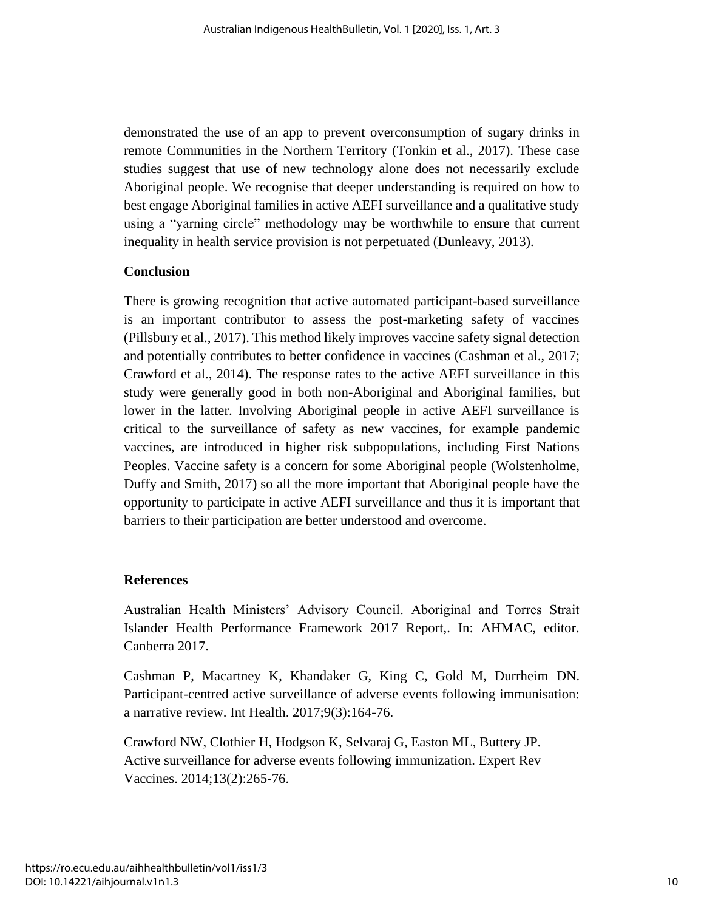demonstrated the use of an app to prevent overconsumption of sugary drinks in remote Communities in the Northern Territory (Tonkin et al., 2017). These case studies suggest that use of new technology alone does not necessarily exclude Aboriginal people. We recognise that deeper understanding is required on how to best engage Aboriginal families in active AEFI surveillance and a qualitative study using a "yarning circle" methodology may be worthwhile to ensure that current inequality in health service provision is not perpetuated (Dunleavy, 2013).

## Conclusion

There is growing recognition that active automated participant-based surveillance is an important contributor to assess the post-marketing safety of vaccines (Pillsbury et al., 2017). This method likely improves vaccine safety signal detection and potentially contributes to better confidence in vaccines (Cashman et al., 2017; Crawford et al., 2014). The response rates to the active AEFI surveillance in this study were generally good in both non-Aboriginal and Aboriginal families, but lower in the latter. Involving Aboriginal people in active AEFI surveillance is critical to the surveillance of safety as new vaccines, for example pandemic vaccines, are introduced in higher risk subpopulations, including First Nations Peoples. Vaccine safety is a concern for some Aboriginal people (Wolstenholme, Duffy and Smith, 2017) so all the more important that Aboriginal people have the opportunity to participate in active AEFI surveillance and thus it is important that barriers to their participation are better understood and overcome.

## References

Australian Health Ministers' Advisory Council. Aboriginal and Torres Strait Islander Health Performance Framework 2017 Report,. In: AHMAC, editor. Canberra 2017.

Cashman P, Macartney K, Khandaker G, King C, Gold M, Durrheim DN. Participant-centred active surveillance of adverse events following immunisation: a narrative review. Int Health. 2017;9(3):164-76.

Crawford NW, Clothier H, Hodgson K, Selvaraj G, Easton ML, Buttery JP. Active surveillance for adverse events following immunization. Expert Rev Vaccines. 2014;13(2):265-76.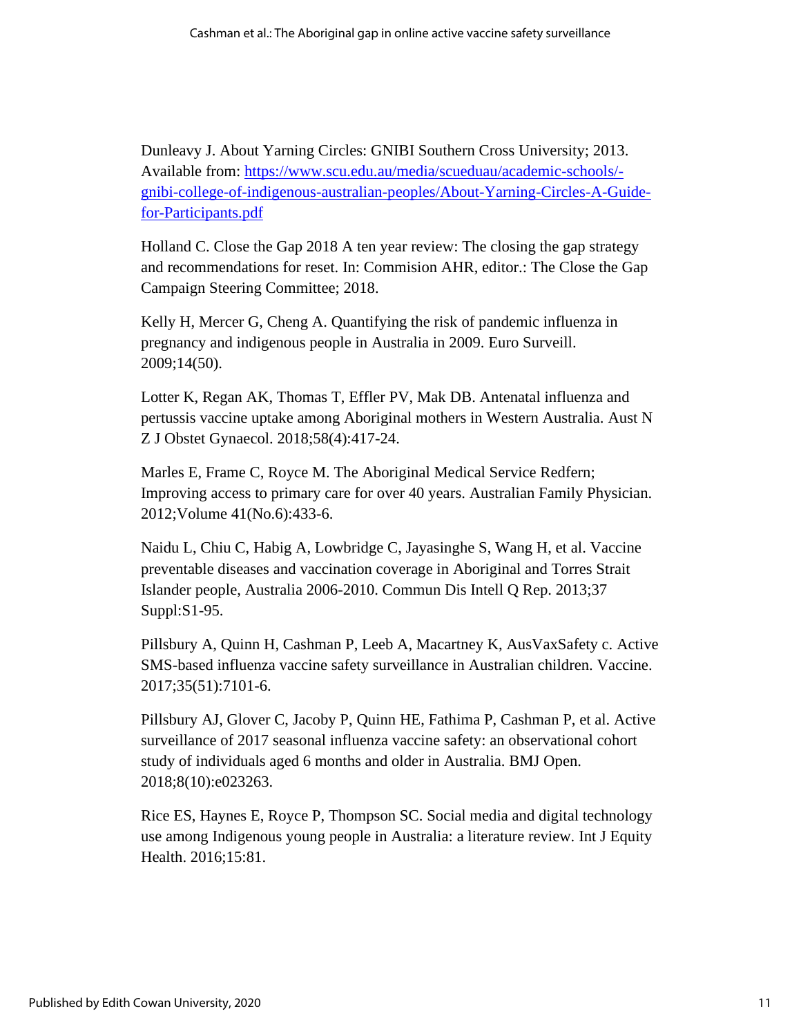Dunleavy J. About Yarning Circles: GNIBI Southern Cross University; 2013. Available from: [https://www.scu.edu.au/media/scueduau/academic-schools/-gnibi-college-of-indigenous-australian-peoples/About-Yarning-Circles-A-Guide-for-Participants.pdf](https://www.scu.edu.au/media/scueduau/academic-schools/-gnibi-college-of-indigenous-australian-peoples/About-Yarning-Circles-A-Guide-for-Participants.pdf)

Holland C. Close the Gap 2018 A ten year review: The closing the gap strategy and recommendations for reset. In: Commision AHR, editor.: The Close the Gap Campaign Steering Committee; 2018.

Kelly H, Mercer G, Cheng A. Quantifying the risk of pandemic influenza in pregnancy and indigenous people in Australia in 2009. Euro Surveill. 2009;14(50).

Lotter K, Regan AK, Thomas T, Effler PV, Mak DB. Antenatal influenza and pertussis vaccine uptake among Aboriginal mothers in Western Australia. Aust N Z J Obstet Gynaecol. 2018;58(4):417-24.

Marles E, Frame C, Royce M. The Aboriginal Medical Service Redfern; Improving access to primary care for over 40 years. Australian Family Physician. 2012;Volume 41(No.6):433-6.

Naidu L, Chiu C, Habig A, Lowbridge C, Jayasinghe S, Wang H, et al. Vaccine preventable diseases and vaccination coverage in Aboriginal and Torres Strait Islander people, Australia 2006-2010. Commun Dis Intell Q Rep. 2013;37 Suppl:S1-95.

Pillsbury A, Quinn H, Cashman P, Leeb A, Macartney K, AusVaxSafety c. Active SMS-based influenza vaccine safety surveillance in Australian children. Vaccine. 2017;35(51):7101-6.

Pillsbury AJ, Glover C, Jacoby P, Quinn HE, Fathima P, Cashman P, et al. Active surveillance of 2017 seasonal influenza vaccine safety: an observational cohort study of individuals aged 6 months and older in Australia. BMJ Open. 2018;8(10):e023263.

Rice ES, Haynes E, Royce P, Thompson SC. Social media and digital technology use among Indigenous young people in Australia: a literature review. Int J Equity Health. 2016;15:81.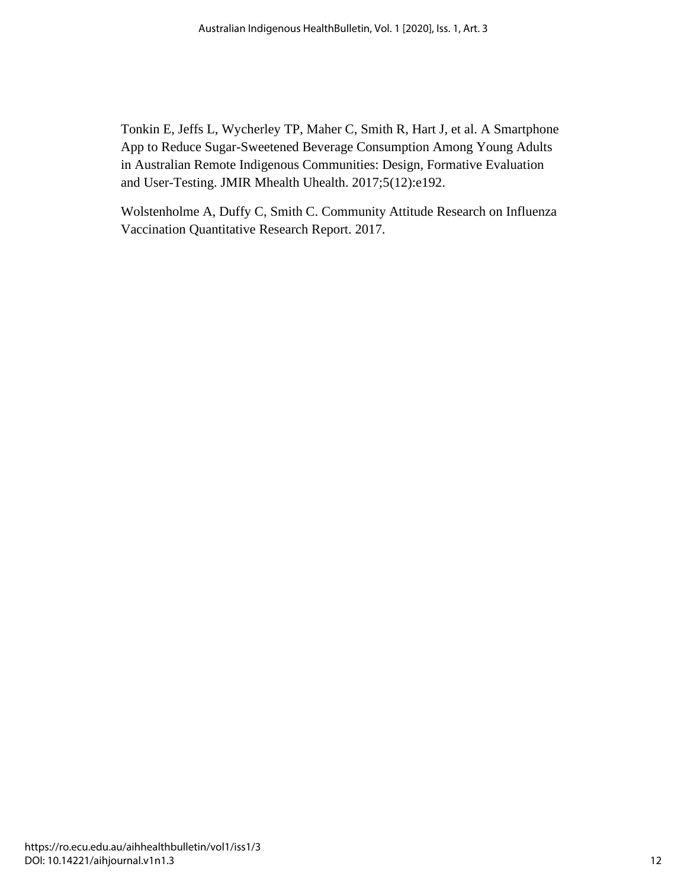Tonkin E, Jeffs L, Wycherley TP, Maher C, Smith R, Hart J, et al. A Smartphone App to Reduce Sugar-Sweetened Beverage Consumption Among Young Adults in Australian Remote Indigenous Communities: Design, Formative Evaluation and User-Testing. JMIR Mhealth Uhealth. 2017;5(12):e192.

Wolstenholme A, Duffy C, Smith C. Community Attitude Research on Influenza Vaccination Quantitative Research Report. 2017.